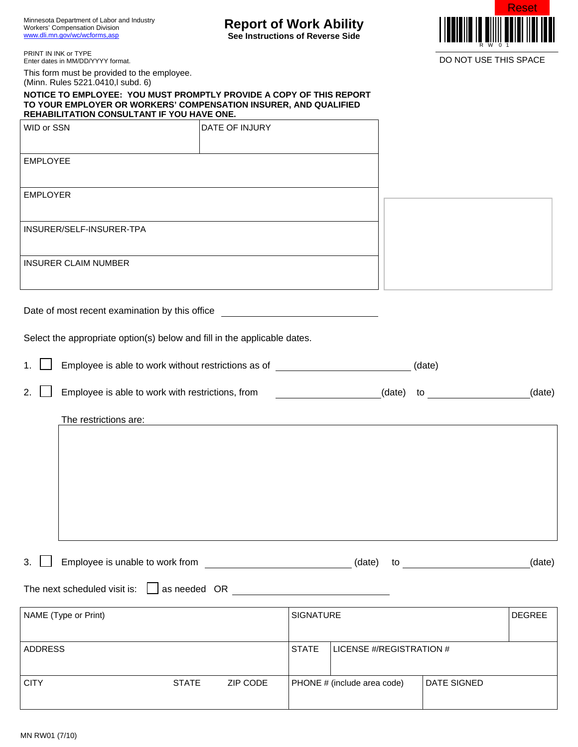Minnesota Department of Labor and Industry
Workers' Compensation Division
www.dli.mn.gov/wc/wcforms,asp

# Report of Work Ability

**See Instructions of Reverse Side**

Reset

R W 0 1

DO NOT USE THIS SPACE

PRINT IN INK or TYPE
Enter dates in MM/DD/YYYY format.

This form must be provided to the employee.
(Minn. Rules 5221.0410,I subd. 6)

**NOTICE TO EMPLOYEE: YOU MUST PROMPTLY PROVIDE A COPY OF THIS REPORT TO YOUR EMPLOYER OR WORKERS' COMPENSATION INSURER, AND QUALIFIED REHABILITATION CONSULTANT IF YOU HAVE ONE.**

| WID or SSN | DATE OF INJURY |
|---|---|
| EMPLOYEE | |
| EMPLOYER | |
| INSURER/SELF-INSURER-TPA | |
| INSURER CLAIM NUMBER | |

Date of most recent examination by this office ____________________

Select the appropriate option(s) below and fill in the applicable dates.

1. ☐ Employee is able to work without restrictions as of ____________________ (date)

2. ☐ Employee is able to work with restrictions, from ____________________ (date) to ____________________ (date)

   The restrictions are:

3. ☐ Employee is unable to work from ____________________ (date) to ____________________ (date)

The next scheduled visit is: ☐ as needed OR ____________________

| NAME (Type or Print) | | | SIGNATURE | | DEGREE |
|---|---|---|---|---|---|
| ADDRESS | | | STATE | LICENSE #/REGISTRATION # | |
| CITY | STATE | ZIP CODE | PHONE # (include area code) | DATE SIGNED | |

MN RW01 (7/10)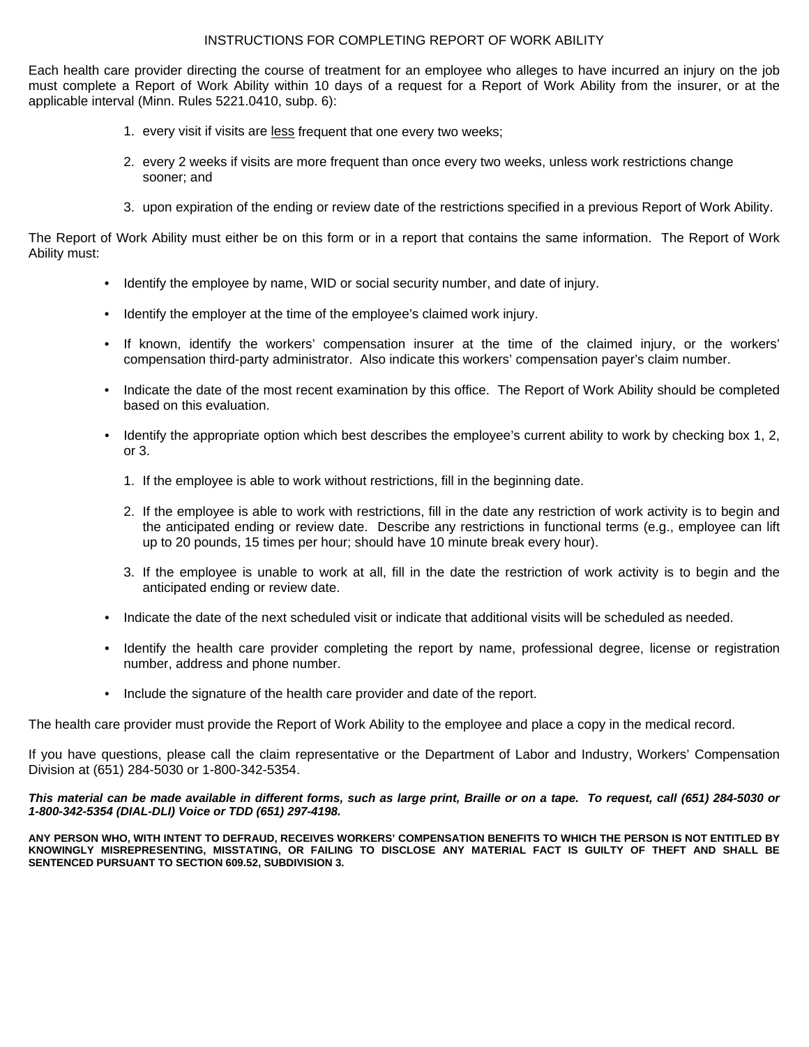# INSTRUCTIONS FOR COMPLETING REPORT OF WORK ABILITY

Each health care provider directing the course of treatment for an employee who alleges to have incurred an injury on the job must complete a Report of Work Ability within 10 days of a request for a Report of Work Ability from the insurer, or at the applicable interval (Minn. Rules 5221.0410, subp. 6):

1. every visit if visits are <u>less</u> frequent that one every two weeks;
2. every 2 weeks if visits are more frequent than once every two weeks, unless work restrictions change sooner; and
3. upon expiration of the ending or review date of the restrictions specified in a previous Report of Work Ability.

The Report of Work Ability must either be on this form or in a report that contains the same information. The Report of Work Ability must:

- Identify the employee by name, WID or social security number, and date of injury.
- Identify the employer at the time of the employee's claimed work injury.
- If known, identify the workers' compensation insurer at the time of the claimed injury, or the workers' compensation third-party administrator. Also indicate this workers' compensation payer's claim number.
- Indicate the date of the most recent examination by this office. The Report of Work Ability should be completed based on this evaluation.
- Identify the appropriate option which best describes the employee's current ability to work by checking box 1, 2, or 3.
    1. If the employee is able to work without restrictions, fill in the beginning date.
    2. If the employee is able to work with restrictions, fill in the date any restriction of work activity is to begin and the anticipated ending or review date. Describe any restrictions in functional terms (e.g., employee can lift up to 20 pounds, 15 times per hour; should have 10 minute break every hour).
    3. If the employee is unable to work at all, fill in the date the restriction of work activity is to begin and the anticipated ending or review date.
- Indicate the date of the next scheduled visit or indicate that additional visits will be scheduled as needed.
- Identify the health care provider completing the report by name, professional degree, license or registration number, address and phone number.
- Include the signature of the health care provider and date of the report.

The health care provider must provide the Report of Work Ability to the employee and place a copy in the medical record.

If you have questions, please call the claim representative or the Department of Labor and Industry, Workers' Compensation Division at (651) 284-5030 or 1-800-342-5354.

***This material can be made available in different forms, such as large print, Braille or on a tape. To request, call (651) 284-5030 or 1-800-342-5354 (DIAL-DLI) Voice or TDD (651) 297-4198.***

**ANY PERSON WHO, WITH INTENT TO DEFRAUD, RECEIVES WORKERS' COMPENSATION BENEFITS TO WHICH THE PERSON IS NOT ENTITLED BY KNOWINGLY MISREPRESENTING, MISSTATING, OR FAILING TO DISCLOSE ANY MATERIAL FACT IS GUILTY OF THEFT AND SHALL BE SENTENCED PURSUANT TO SECTION 609.52, SUBDIVISION 3.**